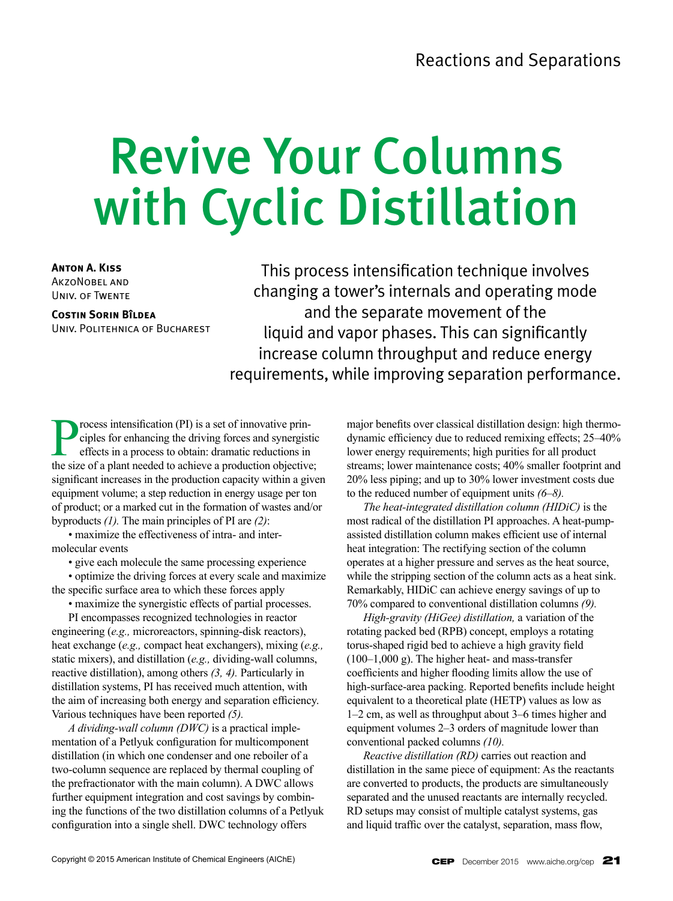# Revive Your Columns with Cyclic Distillation

**Anton A. Kiss**
AkzoNobel and Univ. of Twente

**Costin Sorin Bîldea**
Univ. Politehnica of Bucharest

This process intensification technique involves changing a tower's internals and operating mode and the separate movement of the liquid and vapor phases. This can significantly increase column throughput and reduce energy requirements, while improving separation performance.

Process intensification (PI) is a set of innovative principles for enhancing the driving forces and synergistic effects in a process to obtain: dramatic reductions in the size of a plant needed to achieve a production objective; significant increases in the production capacity within a given equipment volume; a step reduction in energy usage per ton of product; or a marked cut in the formation of wastes and/or byproducts *(1).* The main principles of PI are *(2)*:

- maximize the effectiveness of intra- and inter-molecular events
- give each molecule the same processing experience
- optimize the driving forces at every scale and maximize the specific surface area to which these forces apply
- maximize the synergistic effects of partial processes.

PI encompasses recognized technologies in reactor engineering (*e.g.,* microreactors, spinning-disk reactors), heat exchange (*e.g.,* compact heat exchangers), mixing (*e.g.,* static mixers), and distillation (*e.g.,* dividing-wall columns, reactive distillation), among others *(3, 4).* Particularly in distillation systems, PI has received much attention, with the aim of increasing both energy and separation efficiency. Various techniques have been reported *(5).*

*A dividing-wall column (DWC)* is a practical implementation of a Petlyuk configuration for multicomponent distillation (in which one condenser and one reboiler of a two-column sequence are replaced by thermal coupling of the prefractionator with the main column). A DWC allows further equipment integration and cost savings by combining the functions of the two distillation columns of a Petlyuk configuration into a single shell. DWC technology offers major benefits over classical distillation design: high thermodynamic efficiency due to reduced remixing effects; 25–40% lower energy requirements; high purities for all product streams; lower maintenance costs; 40% smaller footprint and 20% less piping; and up to 30% lower investment costs due to the reduced number of equipment units *(6–8).*

*The heat-integrated distillation column (HIDiC)* is the most radical of the distillation PI approaches. A heat-pump-assisted distillation column makes efficient use of internal heat integration: The rectifying section of the column operates at a higher pressure and serves as the heat source, while the stripping section of the column acts as a heat sink. Remarkably, HIDiC can achieve energy savings of up to 70% compared to conventional distillation columns *(9).*

*High-gravity (HiGee) distillation,* a variation of the rotating packed bed (RPB) concept, employs a rotating torus-shaped rigid bed to achieve a high gravity field (100–1,000 g). The higher heat- and mass-transfer coefficients and higher flooding limits allow the use of high-surface-area packing. Reported benefits include height equivalent to a theoretical plate (HETP) values as low as 1–2 cm, as well as throughput about 3–6 times higher and equipment volumes 2–3 orders of magnitude lower than conventional packed columns *(10).*

*Reactive distillation (RD)* carries out reaction and distillation in the same piece of equipment: As the reactants are converted to products, the products are simultaneously separated and the unused reactants are internally recycled. RD setups may consist of multiple catalyst systems, gas and liquid traffic over the catalyst, separation, mass flow,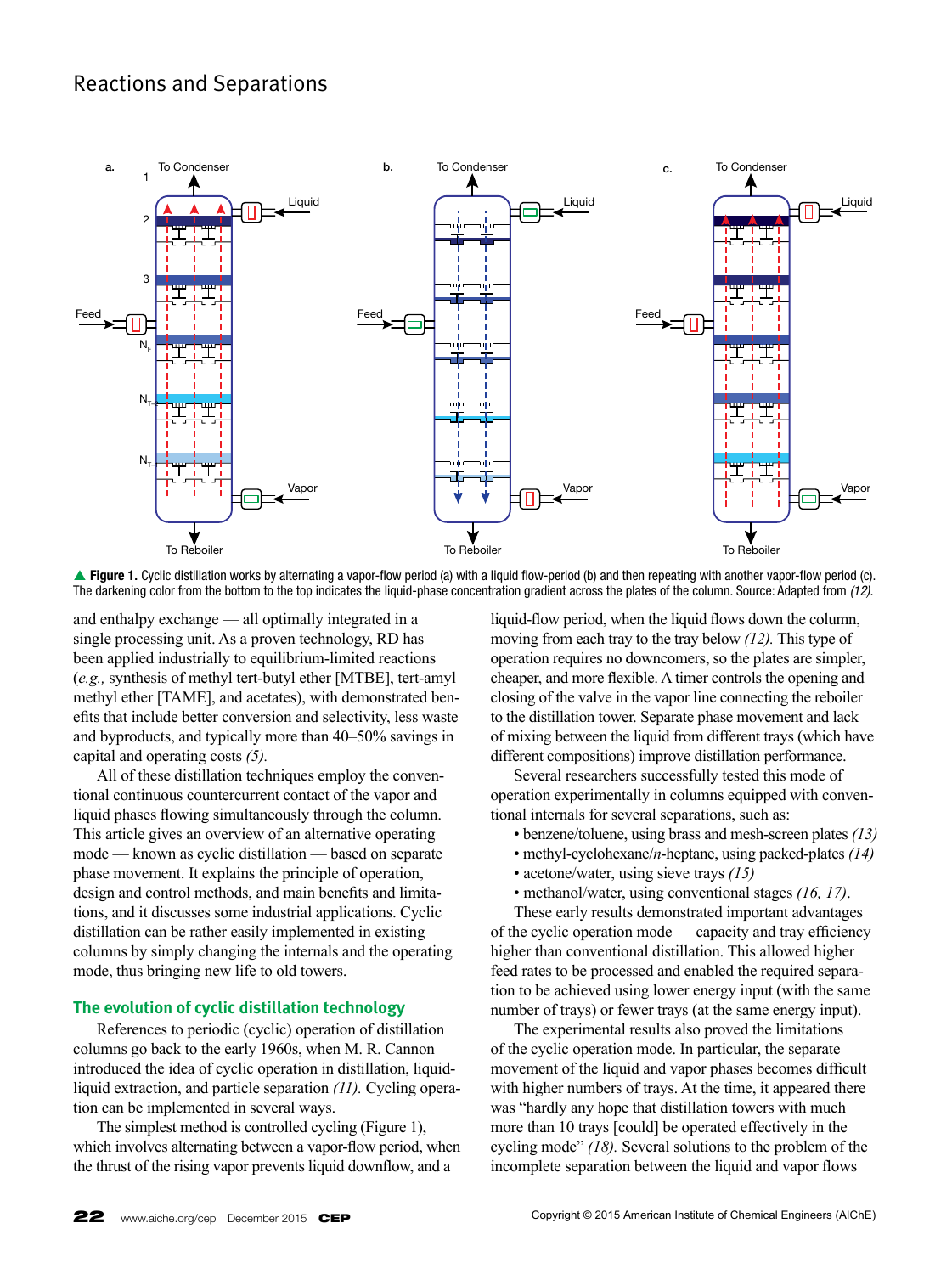▲ **Figure 1.** Cyclic distillation works by alternating a vapor-flow period (a) with a liquid flow-period (b) and then repeating with another vapor-flow period (c). The darkening color from the bottom to the top indicates the liquid-phase concentration gradient across the plates of the column. Source: Adapted from *(12).*

and enthalpy exchange — all optimally integrated in a single processing unit. As a proven technology, RD has been applied industrially to equilibrium-limited reactions (*e.g.,* synthesis of methyl tert-butyl ether [MTBE], tert-amyl methyl ether [TAME], and acetates), with demonstrated benefits that include better conversion and selectivity, less waste and byproducts, and typically more than 40–50% savings in capital and operating costs *(5).*

All of these distillation techniques employ the conventional continuous countercurrent contact of the vapor and liquid phases flowing simultaneously through the column. This article gives an overview of an alternative operating mode — known as cyclic distillation — based on separate phase movement. It explains the principle of operation, design and control methods, and main benefits and limitations, and it discusses some industrial applications. Cyclic distillation can be rather easily implemented in existing columns by simply changing the internals and the operating mode, thus bringing new life to old towers.

## The evolution of cyclic distillation technology

References to periodic (cyclic) operation of distillation columns go back to the early 1960s, when M. R. Cannon introduced the idea of cyclic operation in distillation, liquid-liquid extraction, and particle separation *(11).* Cycling operation can be implemented in several ways.

The simplest method is controlled cycling (Figure 1), which involves alternating between a vapor-flow period, when the thrust of the rising vapor prevents liquid downflow, and a liquid-flow period, when the liquid flows down the column, moving from each tray to the tray below *(12).* This type of operation requires no downcomers, so the plates are simpler, cheaper, and more flexible. A timer controls the opening and closing of the valve in the vapor line connecting the reboiler to the distillation tower. Separate phase movement and lack of mixing between the liquid from different trays (which have different compositions) improve distillation performance.

Several researchers successfully tested this mode of operation experimentally in columns equipped with conventional internals for several separations, such as:

- benzene/toluene, using brass and mesh-screen plates *(13)*
- methyl-cyclohexane/*n*-heptane, using packed-plates *(14)*
- acetone/water, using sieve trays *(15)*
- methanol/water, using conventional stages *(16, 17)*.

These early results demonstrated important advantages of the cyclic operation mode — capacity and tray efficiency higher than conventional distillation. This allowed higher feed rates to be processed and enabled the required separation to be achieved using lower energy input (with the same number of trays) or fewer trays (at the same energy input).

The experimental results also proved the limitations of the cyclic operation mode. In particular, the separate movement of the liquid and vapor phases becomes difficult with higher numbers of trays. At the time, it appeared there was "hardly any hope that distillation towers with much more than 10 trays [could] be operated effectively in the cycling mode" *(18).* Several solutions to the problem of the incomplete separation between the liquid and vapor flows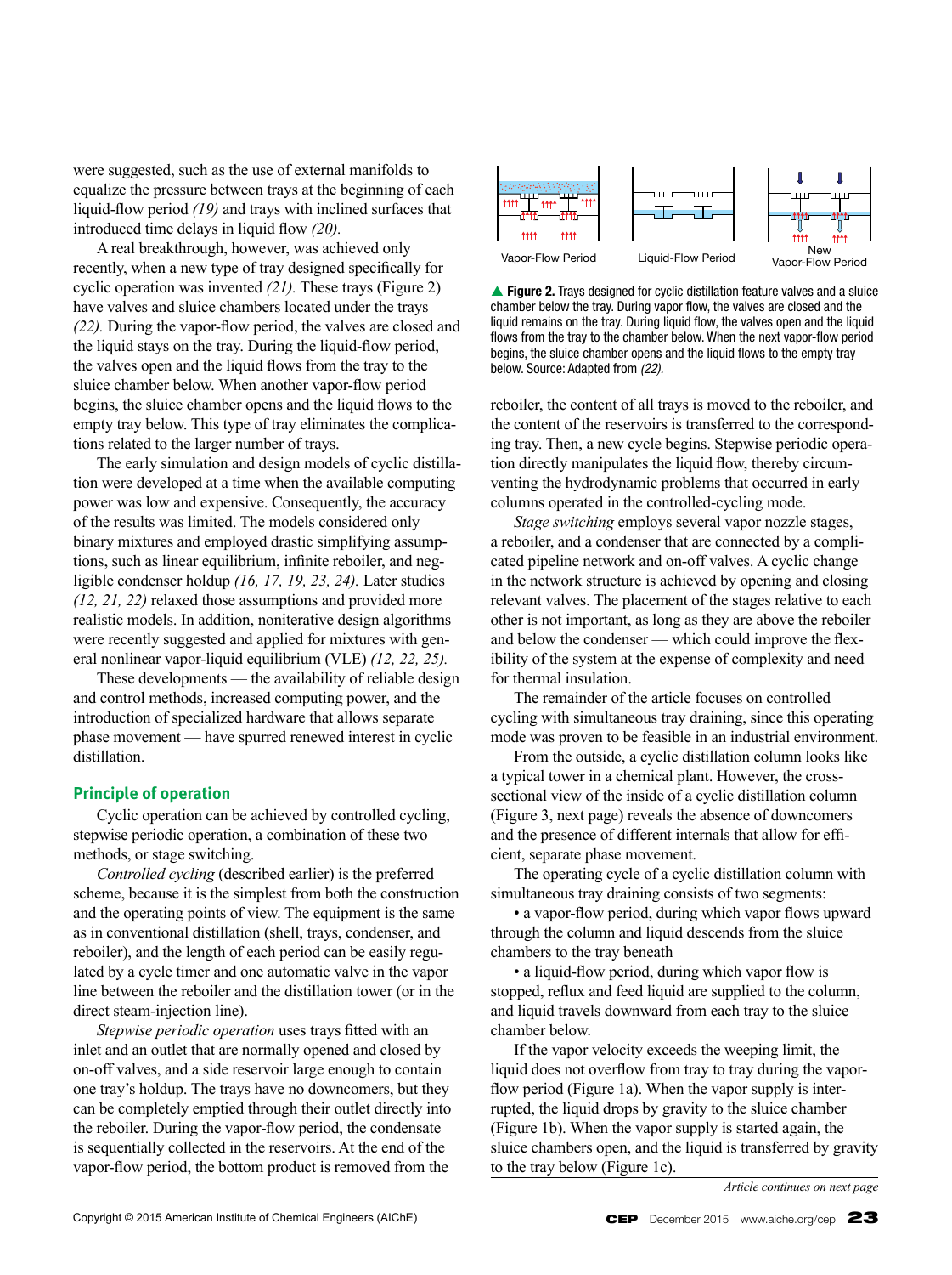were suggested, such as the use of external manifolds to equalize the pressure between trays at the beginning of each liquid-flow period *(19)* and trays with inclined surfaces that introduced time delays in liquid flow *(20)*.

A real breakthrough, however, was achieved only recently, when a new type of tray designed specifically for cyclic operation was invented *(21)*. These trays (Figure 2) have valves and sluice chambers located under the trays *(22)*. During the vapor-flow period, the valves are closed and the liquid stays on the tray. During the liquid-flow period, the valves open and the liquid flows from the tray to the sluice chamber below. When another vapor-flow period begins, the sluice chamber opens and the liquid flows to the empty tray below. This type of tray eliminates the complications related to the larger number of trays.

The early simulation and design models of cyclic distillation were developed at a time when the available computing power was low and expensive. Consequently, the accuracy of the results was limited. The models considered only binary mixtures and employed drastic simplifying assumptions, such as linear equilibrium, infinite reboiler, and negligible condenser holdup *(16, 17, 19, 23, 24)*. Later studies *(12, 21, 22)* relaxed those assumptions and provided more realistic models. In addition, noniterative design algorithms were recently suggested and applied for mixtures with general nonlinear vapor-liquid equilibrium (VLE) *(12, 22, 25)*.

These developments — the availability of reliable design and control methods, increased computing power, and the introduction of specialized hardware that allows separate phase movement — have spurred renewed interest in cyclic distillation.

## Principle of operation

Cyclic operation can be achieved by controlled cycling, stepwise periodic operation, a combination of these two methods, or stage switching.

*Controlled cycling* (described earlier) is the preferred scheme, because it is the simplest from both the construction and the operating points of view. The equipment is the same as in conventional distillation (shell, trays, condenser, and reboiler), and the length of each period can be easily regulated by a cycle timer and one automatic valve in the vapor line between the reboiler and the distillation tower (or in the direct steam-injection line).

*Stepwise periodic operation* uses trays fitted with an inlet and an outlet that are normally opened and closed by on-off valves, and a side reservoir large enough to contain one tray's holdup. The trays have no downcomers, but they can be completely emptied through their outlet directly into the reboiler. During the vapor-flow period, the condensate is sequentially collected in the reservoirs. At the end of the vapor-flow period, the bottom product is removed from the reboiler, the content of all trays is moved to the reboiler, and the content of the reservoirs is transferred to the corresponding tray. Then, a new cycle begins. Stepwise periodic operation directly manipulates the liquid flow, thereby circumventing the hydrodynamic problems that occurred in early columns operated in the controlled-cycling mode.

*Stage switching* employs several vapor nozzle stages, a reboiler, and a condenser that are connected by a complicated pipeline network and on-off valves. A cyclic change in the network structure is achieved by opening and closing relevant valves. The placement of the stages relative to each other is not important, as long as they are above the reboiler and below the condenser — which could improve the flexibility of the system at the expense of complexity and need for thermal insulation.

The remainder of the article focuses on controlled cycling with simultaneous tray draining, since this operating mode was proven to be feasible in an industrial environment.

From the outside, a cyclic distillation column looks like a typical tower in a chemical plant. However, the cross-sectional view of the inside of a cyclic distillation column (Figure 3, next page) reveals the absence of downcomers and the presence of different internals that allow for efficient, separate phase movement.

The operating cycle of a cyclic distillation column with simultaneous tray draining consists of two segments:

- a vapor-flow period, during which vapor flows upward through the column and liquid descends from the sluice chambers to the tray beneath
- a liquid-flow period, during which vapor flow is stopped, reflux and feed liquid are supplied to the column, and liquid travels downward from each tray to the sluice chamber below.

If the vapor velocity exceeds the weeping limit, the liquid does not overflow from tray to tray during the vapor-flow period (Figure 1a). When the vapor supply is interrupted, the liquid drops by gravity to the sluice chamber (Figure 1b). When the vapor supply is started again, the sluice chambers open, and the liquid is transferred by gravity to the tray below (Figure 1c).

Vapor-Flow Period | Liquid-Flow Period | New Vapor-Flow Period

▲ **Figure 2.** Trays designed for cyclic distillation feature valves and a sluice chamber below the tray. During vapor flow, the valves are closed and the liquid remains on the tray. During liquid flow, the valves open and the liquid flows from the tray to the chamber below. When the next vapor-flow period begins, the sluice chamber opens and the liquid flows to the empty tray below. Source: Adapted from *(22)*.

*Article continues on next page*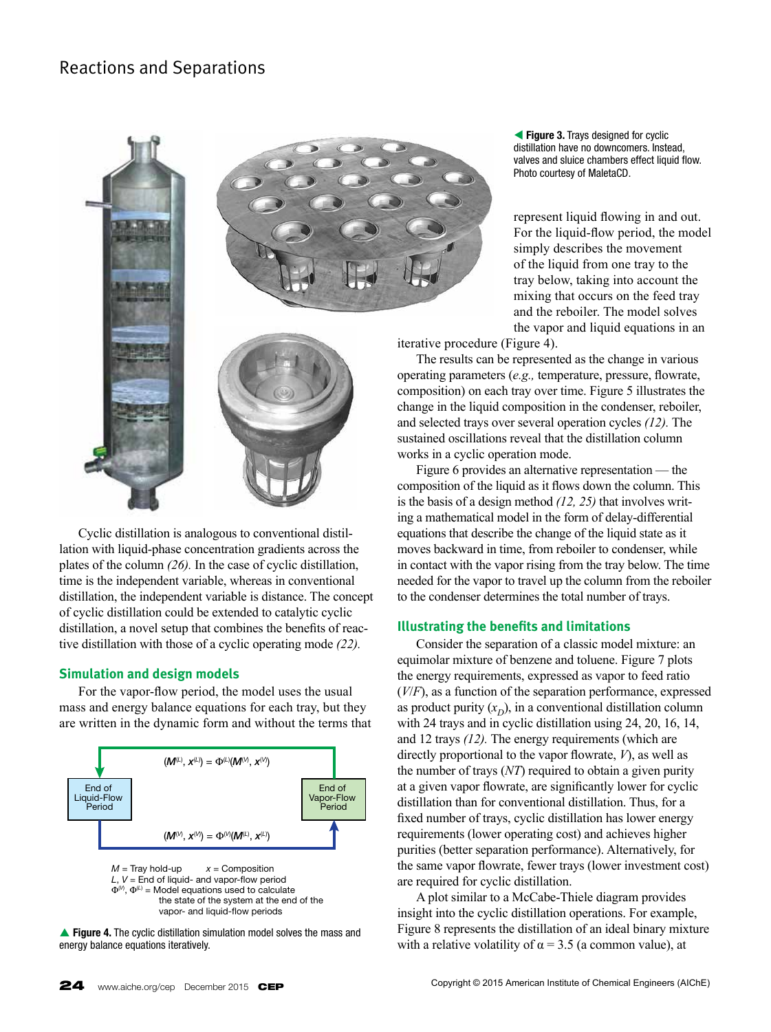**Figure 3.** Trays designed for cyclic distillation have no downcomers. Instead, valves and sluice chambers effect liquid flow. Photo courtesy of MaletaCD.

Cyclic distillation is analogous to conventional distillation with liquid-phase concentration gradients across the plates of the column *(26).* In the case of cyclic distillation, time is the independent variable, whereas in conventional distillation, the independent variable is distance. The concept of cyclic distillation could be extended to catalytic cyclic distillation, a novel setup that combines the benefits of reactive distillation with those of a cyclic operating mode *(22).*

## Simulation and design models

For the vapor-flow period, the model uses the usual mass and energy balance equations for each tray, but they are written in the dynamic form and without the terms that represent liquid flowing in and out. For the liquid-flow period, the model simply describes the movement of the liquid from one tray to the tray below, taking into account the mixing that occurs on the feed tray and the reboiler. The model solves the vapor and liquid equations in an iterative procedure (Figure 4).

End of Liquid-Flow Period → $(M^{(L)}, x^{(L)}) = \Phi^{(L)}(M^{(V)}, x^{(V)})$

End of Vapor-Flow Period → $(M^{(V)}, x^{(V)}) = \Phi^{(V)}(M^{(L)}, x^{(L)})$

$M$ = Tray hold-up  $x$ = Composition
$L$, $V$ = End of liquid- and vapor-flow period
$\Phi^{(V)}$, $\Phi^{(L)}$ = Model equations used to calculate the state of the system at the end of the vapor- and liquid-flow periods

**Figure 4.** The cyclic distillation simulation model solves the mass and energy balance equations iteratively.

The results can be represented as the change in various operating parameters (*e.g.,* temperature, pressure, flowrate, composition) on each tray over time. Figure 5 illustrates the change in the liquid composition in the condenser, reboiler, and selected trays over several operation cycles *(12).* The sustained oscillations reveal that the distillation column works in a cyclic operation mode.

Figure 6 provides an alternative representation — the composition of the liquid as it flows down the column. This is the basis of a design method *(12, 25)* that involves writing a mathematical model in the form of delay-differential equations that describe the change of the liquid state as it moves backward in time, from reboiler to condenser, while in contact with the vapor rising from the tray below. The time needed for the vapor to travel up the column from the reboiler to the condenser determines the total number of trays.

## Illustrating the benefits and limitations

Consider the separation of a classic model mixture: an equimolar mixture of benzene and toluene. Figure 7 plots the energy requirements, expressed as vapor to feed ratio ($V/F$), as a function of the separation performance, expressed as product purity ($x_D$), in a conventional distillation column with 24 trays and in cyclic distillation using 24, 20, 16, 14, and 12 trays *(12).* The energy requirements (which are directly proportional to the vapor flowrate, $V$), as well as the number of trays ($NT$) required to obtain a given purity at a given vapor flowrate, are significantly lower for cyclic distillation than for conventional distillation. Thus, for a fixed number of trays, cyclic distillation has lower energy requirements (lower operating cost) and achieves higher purities (better separation performance). Alternatively, for the same vapor flowrate, fewer trays (lower investment cost) are required for cyclic distillation.

A plot similar to a McCabe-Thiele diagram provides insight into the cyclic distillation operations. For example, Figure 8 represents the distillation of an ideal binary mixture with a relative volatility of $\alpha = 3.5$ (a common value), at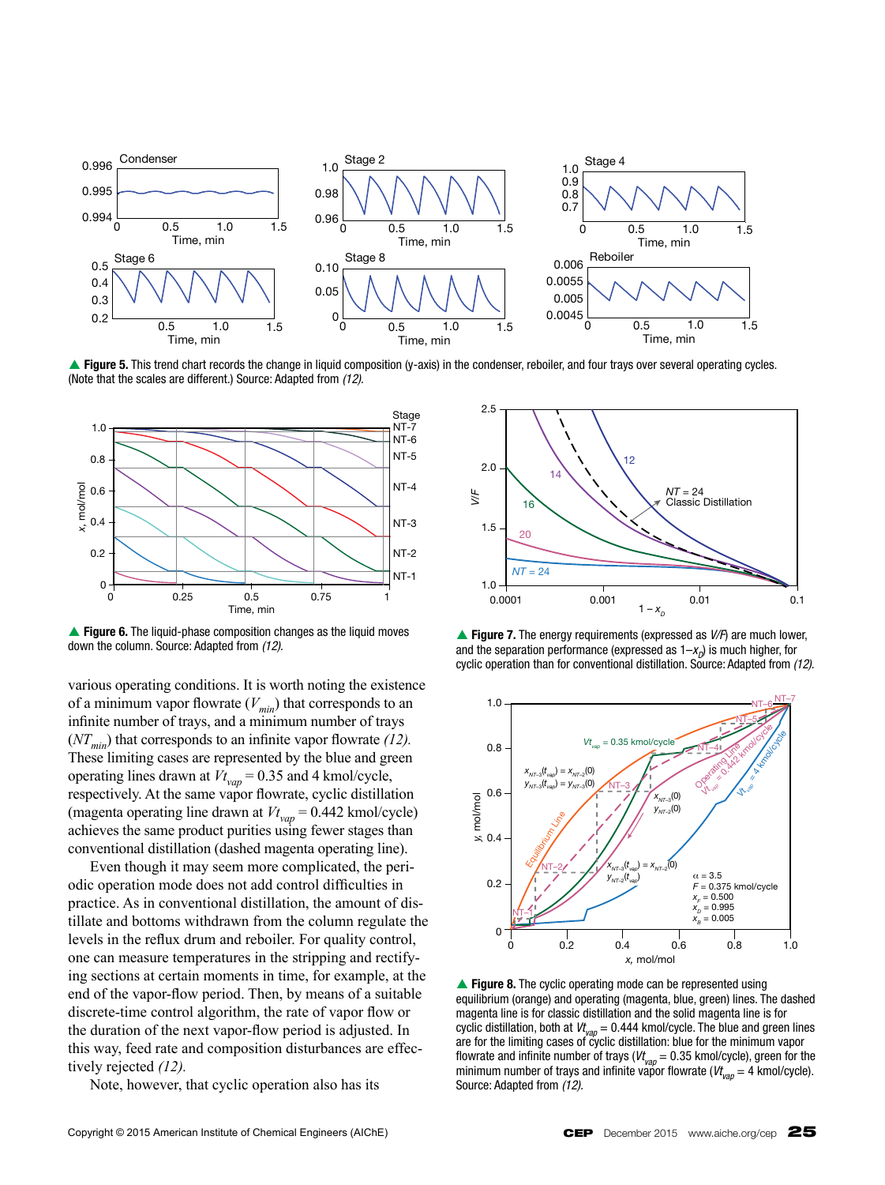▲ **Figure 5.** This trend chart records the change in liquid composition (y-axis) in the condenser, reboiler, and four trays over several operating cycles. (Note that the scales are different.) Source: Adapted from *(12)*.

▲ **Figure 6.** The liquid-phase composition changes as the liquid moves down the column. Source: Adapted from *(12)*.

▲ **Figure 7.** The energy requirements (expressed as $V/F$) are much lower, and the separation performance (expressed as $1-x_D$) is much higher, for cyclic operation than for conventional distillation. Source: Adapted from *(12)*.

▲ **Figure 8.** The cyclic operating mode can be represented using equilibrium (orange) and operating (magenta, blue, green) lines. The dashed magenta line is for classic distillation and the solid magenta line is for cyclic distillation, both at $Vt_{vap}$ = 0.444 kmol/cycle. The blue and green lines are for the limiting cases of cyclic distillation: blue for the minimum vapor flowrate and infinite number of trays ($Vt_{vap}$ = 0.35 kmol/cycle), green for the minimum number of trays and infinite vapor flowrate ($Vt_{vap}$ = 4 kmol/cycle). Source: Adapted from *(12)*.

various operating conditions. It is worth noting the existence of a minimum vapor flowrate ($V_{min}$) that corresponds to an infinite number of trays, and a minimum number of trays ($NT_{min}$) that corresponds to an infinite vapor flowrate *(12)*. These limiting cases are represented by the blue and green operating lines drawn at $Vt_{vap}$ = 0.35 and 4 kmol/cycle, respectively. At the same vapor flowrate, cyclic distillation (magenta operating line drawn at $Vt_{vap}$ = 0.442 kmol/cycle) achieves the same product purities using fewer stages than conventional distillation (dashed magenta operating line).

Even though it may seem more complicated, the periodic operation mode does not add control difficulties in practice. As in conventional distillation, the amount of distillate and bottoms withdrawn from the column regulate the levels in the reflux drum and reboiler. For quality control, one can measure temperatures in the stripping and rectifying sections at certain moments in time, for example, at the end of the vapor-flow period. Then, by means of a suitable discrete-time control algorithm, the rate of vapor flow or the duration of the next vapor-flow period is adjusted. In this way, feed rate and composition disturbances are effectively rejected *(12)*.

Note, however, that cyclic operation also has its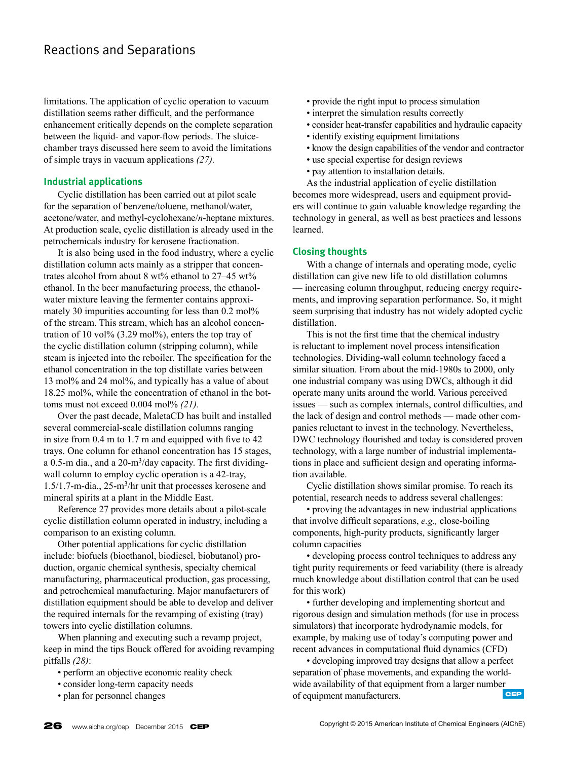limitations. The application of cyclic operation to vacuum distillation seems rather difficult, and the performance enhancement critically depends on the complete separation between the liquid- and vapor-flow periods. The sluice-chamber trays discussed here seem to avoid the limitations of simple trays in vacuum applications *(27).*

## Industrial applications

Cyclic distillation has been carried out at pilot scale for the separation of benzene/toluene, methanol/water, acetone/water, and methyl-cyclohexane/*n*-heptane mixtures. At production scale, cyclic distillation is already used in the petrochemicals industry for kerosene fractionation.

It is also being used in the food industry, where a cyclic distillation column acts mainly as a stripper that concentrates alcohol from about 8 wt% ethanol to 27–45 wt% ethanol. In the beer manufacturing process, the ethanol-water mixture leaving the fermenter contains approximately 30 impurities accounting for less than 0.2 mol% of the stream. This stream, which has an alcohol concentration of 10 vol% (3.29 mol%), enters the top tray of the cyclic distillation column (stripping column), while steam is injected into the reboiler. The specification for the ethanol concentration in the top distillate varies between 13 mol% and 24 mol%, and typically has a value of about 18.25 mol%, while the concentration of ethanol in the bottoms must not exceed 0.004 mol% *(21).*

Over the past decade, MaletaCD has built and installed several commercial-scale distillation columns ranging in size from 0.4 m to 1.7 m and equipped with five to 42 trays. One column for ethanol concentration has 15 stages, a 0.5-m dia., and a 20-$m^3$/day capacity. The first dividing-wall column to employ cyclic operation is a 42-tray, 1.5/1.7-m-dia., 25-$m^3$/hr unit that processes kerosene and mineral spirits at a plant in the Middle East.

Reference 27 provides more details about a pilot-scale cyclic distillation column operated in industry, including a comparison to an existing column.

Other potential applications for cyclic distillation include: biofuels (bioethanol, biodiesel, biobutanol) production, organic chemical synthesis, specialty chemical manufacturing, pharmaceutical production, gas processing, and petrochemical manufacturing. Major manufacturers of distillation equipment should be able to develop and deliver the required internals for the revamping of existing (tray) towers into cyclic distillation columns.

When planning and executing such a revamp project, keep in mind the tips Bouck offered for avoiding revamping pitfalls *(28)*:

- perform an objective economic reality check
- consider long-term capacity needs
- plan for personnel changes
- provide the right input to process simulation
- interpret the simulation results correctly
- consider heat-transfer capabilities and hydraulic capacity
- identify existing equipment limitations
- know the design capabilities of the vendor and contractor
- use special expertise for design reviews
- pay attention to installation details.

As the industrial application of cyclic distillation becomes more widespread, users and equipment providers will continue to gain valuable knowledge regarding the technology in general, as well as best practices and lessons learned.

## Closing thoughts

With a change of internals and operating mode, cyclic distillation can give new life to old distillation columns — increasing column throughput, reducing energy requirements, and improving separation performance. So, it might seem surprising that industry has not widely adopted cyclic distillation.

This is not the first time that the chemical industry is reluctant to implement novel process intensification technologies. Dividing-wall column technology faced a similar situation. From about the mid-1980s to 2000, only one industrial company was using DWCs, although it did operate many units around the world. Various perceived issues — such as complex internals, control difficulties, and the lack of design and control methods — made other companies reluctant to invest in the technology. Nevertheless, DWC technology flourished and today is considered proven technology, with a large number of industrial implementations in place and sufficient design and operating information available.

Cyclic distillation shows similar promise. To reach its potential, research needs to address several challenges:

- proving the advantages in new industrial applications that involve difficult separations, *e.g.,* close-boiling components, high-purity products, significantly larger column capacities
- developing process control techniques to address any tight purity requirements or feed variability (there is already much knowledge about distillation control that can be used for this work)
- further developing and implementing shortcut and rigorous design and simulation methods (for use in process simulators) that incorporate hydrodynamic models, for example, by making use of today's computing power and recent advances in computational fluid dynamics (CFD)
- developing improved tray designs that allow a perfect separation of phase movements, and expanding the worldwide availability of that equipment from a larger number of equipment manufacturers.

Copyright © 2015 American Institute of Chemical Engineers (AIChE)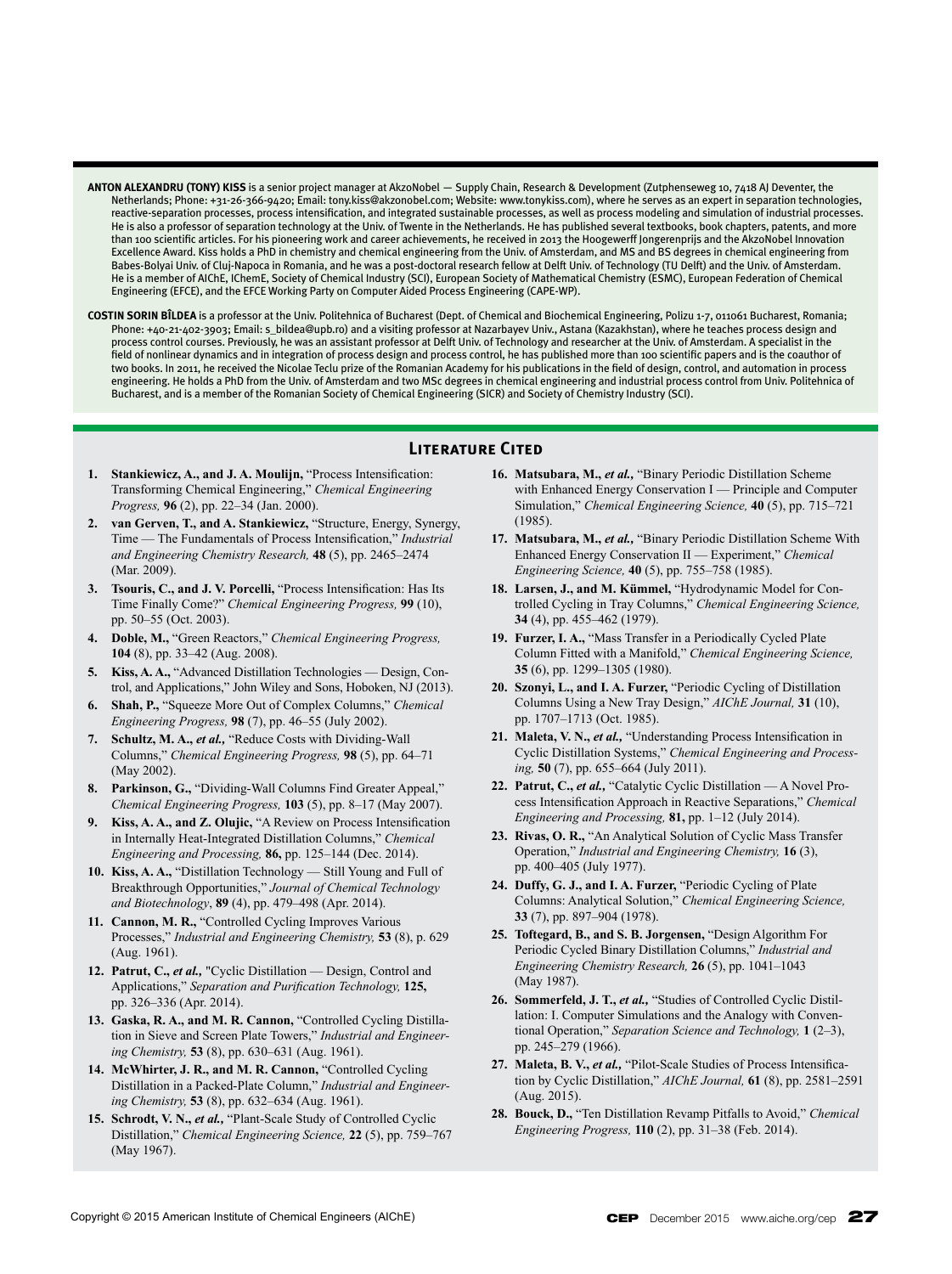**ANTON ALEXANDRU (TONY) KISS** is a senior project manager at AkzoNobel — Supply Chain, Research & Development (Zutphenseweg 10, 7418 AJ Deventer, the Netherlands; Phone: +31-26-366-9420; Email: tony.kiss@akzonobel.com; Website: www.tonykiss.com), where he serves as an expert in separation technologies, reactive-separation processes, process intensification, and integrated sustainable processes, as well as process modeling and simulation of industrial processes. He is also a professor of separation technology at the Univ. of Twente in the Netherlands. He has published several textbooks, book chapters, patents, and more than 100 scientific articles. For his pioneering work and career achievements, he received in 2013 the Hoogewerff Jongerenprijs and the AkzoNobel Innovation Excellence Award. Kiss holds a PhD in chemistry and chemical engineering from the Univ. of Amsterdam, and MS and BS degrees in chemical engineering from Babes-Bolyai Univ. of Cluj-Napoca in Romania, and he was a post-doctoral research fellow at Delft Univ. of Technology (TU Delft) and the Univ. of Amsterdam. He is a member of AIChE, IChemE, Society of Chemical Industry (SCI), European Society of Mathematical Chemistry (ESMC), European Federation of Chemical Engineering (EFCE), and the EFCE Working Party on Computer Aided Process Engineering (CAPE-WP).

**COSTIN SORIN BÎLDEA** is a professor at the Univ. Politehnica of Bucharest (Dept. of Chemical and Biochemical Engineering, Polizu 1-7, 011061 Bucharest, Romania; Phone: +40-21-402-3903; Email: s_bildea@upb.ro) and a visiting professor at Nazarbayev Univ., Astana (Kazakhstan), where he teaches process design and process control courses. Previously, he was an assistant professor at Delft Univ. of Technology and researcher at the Univ. of Amsterdam. A specialist in the field of nonlinear dynamics and in integration of process design and process control, he has published more than 100 scientific papers and is the coauthor of two books. In 2011, he received the Nicolae Teclu prize of the Romanian Academy for his publications in the field of design, control, and automation in process engineering. He holds a PhD from the Univ. of Amsterdam and two MSc degrees in chemical engineering and industrial process control from Univ. Politehnica of Bucharest, and is a member of the Romanian Society of Chemical Engineering (SICR) and Society of Chemistry Industry (SCI).

## Literature Cited

1. **Stankiewicz, A., and J. A. Moulijn,** "Process Intensification: Transforming Chemical Engineering," *Chemical Engineering Progress,* **96** (2), pp. 22–34 (Jan. 2000).
2. **van Gerven, T., and A. Stankiewicz,** "Structure, Energy, Synergy, Time — The Fundamentals of Process Intensification," *Industrial and Engineering Chemistry Research,* **48** (5), pp. 2465–2474 (Mar. 2009).
3. **Tsouris, C., and J. V. Porcelli,** "Process Intensification: Has Its Time Finally Come?" *Chemical Engineering Progress,* **99** (10), pp. 50–55 (Oct. 2003).
4. **Doble, M.,** "Green Reactors," *Chemical Engineering Progress,* **104** (8), pp. 33–42 (Aug. 2008).
5. **Kiss, A. A.,** "Advanced Distillation Technologies — Design, Control, and Applications," John Wiley and Sons, Hoboken, NJ (2013).
6. **Shah, P.,** "Squeeze More Out of Complex Columns," *Chemical Engineering Progress,* **98** (7), pp. 46–55 (July 2002).
7. **Schultz, M. A., *et al.,*** "Reduce Costs with Dividing-Wall Columns," *Chemical Engineering Progress,* **98** (5), pp. 64–71 (May 2002).
8. **Parkinson, G.,** "Dividing-Wall Columns Find Greater Appeal," *Chemical Engineering Progress,* **103** (5), pp. 8–17 (May 2007).
9. **Kiss, A. A., and Z. Olujic,** "A Review on Process Intensification in Internally Heat-Integrated Distillation Columns," *Chemical Engineering and Processing,* **86,** pp. 125–144 (Dec. 2014).
10. **Kiss, A. A.,** "Distillation Technology — Still Young and Full of Breakthrough Opportunities," *Journal of Chemical Technology and Biotechnology*, **89** (4), pp. 479–498 (Apr. 2014).
11. **Cannon, M. R.,** "Controlled Cycling Improves Various Processes," *Industrial and Engineering Chemistry,* **53** (8), p. 629 (Aug. 1961).
12. **Patrut, C., *et al.,*** "Cyclic Distillation — Design, Control and Applications," *Separation and Purification Technology,* **125,** pp. 326–336 (Apr. 2014).
13. **Gaska, R. A., and M. R. Cannon,** "Controlled Cycling Distillation in Sieve and Screen Plate Towers," *Industrial and Engineering Chemistry,* **53** (8), pp. 630–631 (Aug. 1961).
14. **McWhirter, J. R., and M. R. Cannon,** "Controlled Cycling Distillation in a Packed-Plate Column," *Industrial and Engineering Chemistry,* **53** (8), pp. 632–634 (Aug. 1961).
15. **Schrodt, V. N., *et al.,*** "Plant-Scale Study of Controlled Cyclic Distillation," *Chemical Engineering Science,* **22** (5), pp. 759–767 (May 1967).
16. **Matsubara, M., *et al.,*** "Binary Periodic Distillation Scheme with Enhanced Energy Conservation I — Principle and Computer Simulation," *Chemical Engineering Science,* **40** (5), pp. 715–721 (1985).
17. **Matsubara, M., *et al.,*** "Binary Periodic Distillation Scheme With Enhanced Energy Conservation II — Experiment," *Chemical Engineering Science,* **40** (5), pp. 755–758 (1985).
18. **Larsen, J., and M. Kümmel,** "Hydrodynamic Model for Controlled Cycling in Tray Columns," *Chemical Engineering Science,* **34** (4), pp. 455–462 (1979).
19. **Furzer, I. A.,** "Mass Transfer in a Periodically Cycled Plate Column Fitted with a Manifold," *Chemical Engineering Science,* **35** (6), pp. 1299–1305 (1980).
20. **Szonyi, L., and I. A. Furzer,** "Periodic Cycling of Distillation Columns Using a New Tray Design," *AIChE Journal,* **31** (10), pp. 1707–1713 (Oct. 1985).
21. **Maleta, V. N., *et al.,*** "Understanding Process Intensification in Cyclic Distillation Systems," *Chemical Engineering and Processing,* **50** (7), pp. 655–664 (July 2011).
22. **Patrut, C., *et al.,*** "Catalytic Cyclic Distillation — A Novel Process Intensification Approach in Reactive Separations," *Chemical Engineering and Processing,* **81,** pp. 1–12 (July 2014).
23. **Rivas, O. R.,** "An Analytical Solution of Cyclic Mass Transfer Operation," *Industrial and Engineering Chemistry,* **16** (3), pp. 400–405 (July 1977).
24. **Duffy, G. J., and I. A. Furzer,** "Periodic Cycling of Plate Columns: Analytical Solution," *Chemical Engineering Science,* **33** (7), pp. 897–904 (1978).
25. **Toftegard, B., and S. B. Jorgensen,** "Design Algorithm For Periodic Cycled Binary Distillation Columns," *Industrial and Engineering Chemistry Research,* **26** (5), pp. 1041–1043 (May 1987).
26. **Sommerfeld, J. T., *et al.,*** "Studies of Controlled Cyclic Distillation: I. Computer Simulations and the Analogy with Conventional Operation," *Separation Science and Technology,* **1** (2–3), pp. 245–279 (1966).
27. **Maleta, B. V., *et al.,*** "Pilot-Scale Studies of Process Intensification by Cyclic Distillation," *AIChE Journal,* **61** (8), pp. 2581–2591 (Aug. 2015).
28. **Bouck, D.,** "Ten Distillation Revamp Pitfalls to Avoid," *Chemical Engineering Progress,* **110** (2), pp. 31–38 (Feb. 2014).